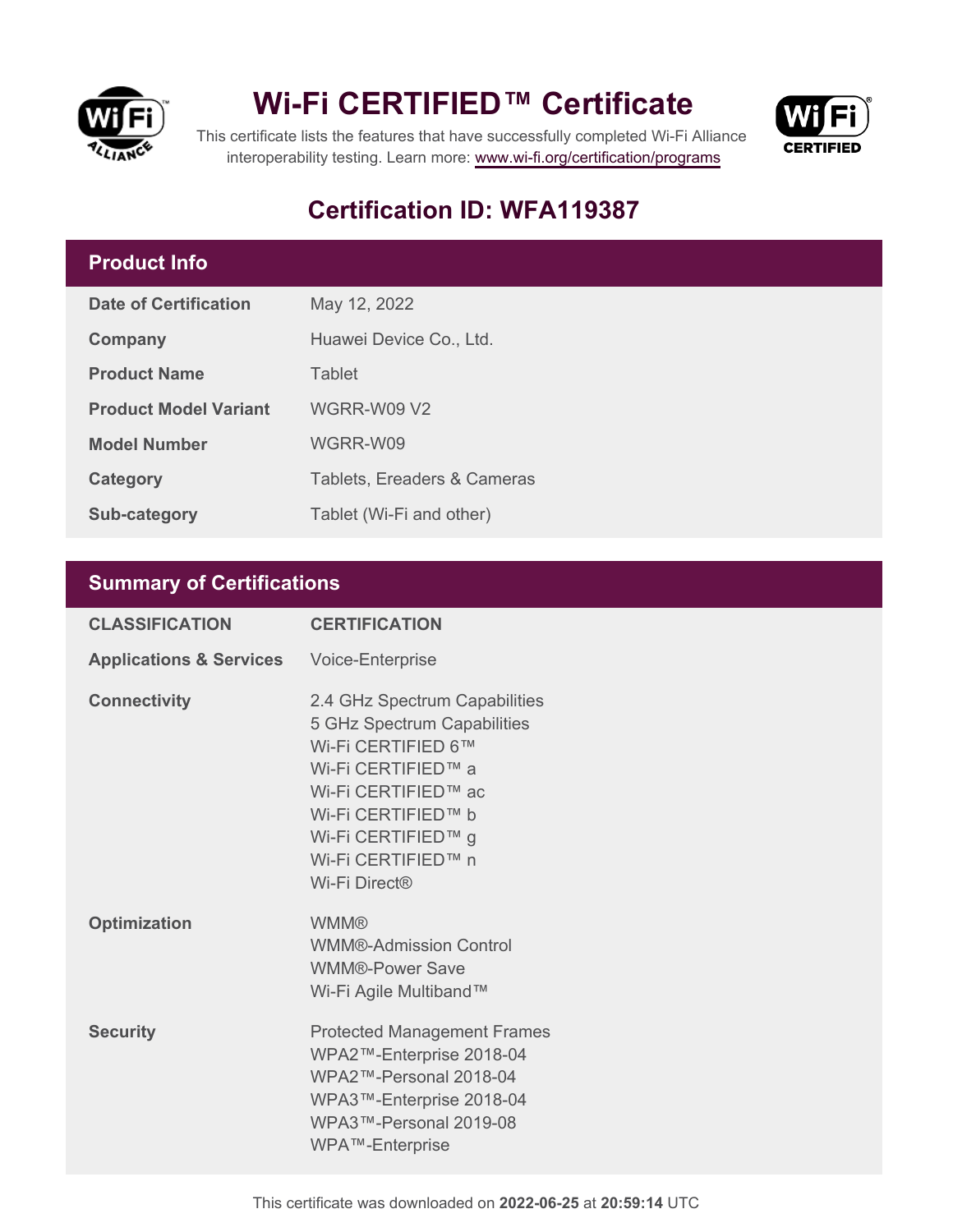# Wi-Fi CERTIFIED™ Certificate

This certificate lists the features that have successfully completed Wi-Fi Alliance interoperability testing. Learn more: www.wi-fi.org/certification/programs

## Certification ID: WFA119387

### Product Info

| | |
|---|---|
| **Date of Certification** | May 12, 2022 |
| **Company** | Huawei Device Co., Ltd. |
| **Product Name** | Tablet |
| **Product Model Variant** | WGRR-W09 V2 |
| **Model Number** | WGRR-W09 |
| **Category** | Tablets, Ereaders & Cameras |
| **Sub-category** | Tablet (Wi-Fi and other) |

### Summary of Certifications

| CLASSIFICATION | CERTIFICATION |
|---|---|
| **Applications & Services** | Voice-Enterprise |
| **Connectivity** | 2.4 GHz Spectrum Capabilities<br>5 GHz Spectrum Capabilities<br>Wi-Fi CERTIFIED 6™<br>Wi-Fi CERTIFIED™ a<br>Wi-Fi CERTIFIED™ ac<br>Wi-Fi CERTIFIED™ b<br>Wi-Fi CERTIFIED™ g<br>Wi-Fi CERTIFIED™ n<br>Wi-Fi Direct® |
| **Optimization** | WMM®<br>WMM®-Admission Control<br>WMM®-Power Save<br>Wi-Fi Agile Multiband™ |
| **Security** | Protected Management Frames<br>WPA2™-Enterprise 2018-04<br>WPA2™-Personal 2018-04<br>WPA3™-Enterprise 2018-04<br>WPA3™-Personal 2019-08<br>WPA™-Enterprise |

This certificate was downloaded on **2022-06-25** at **20:59:14** UTC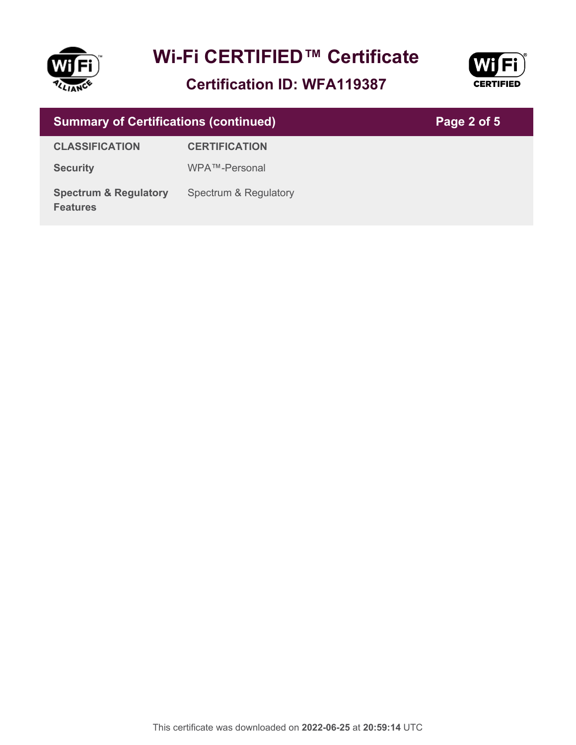# Wi-Fi CERTIFIED™ Certificate

## Certification ID: WFA119387

### Summary of Certifications (continued)

| CLASSIFICATION | CERTIFICATION |
|---|---|
| **Security** | WPA™-Personal |
| **Spectrum & Regulatory Features** | Spectrum & Regulatory |

This certificate was downloaded on **2022-06-25** at **20:59:14** UTC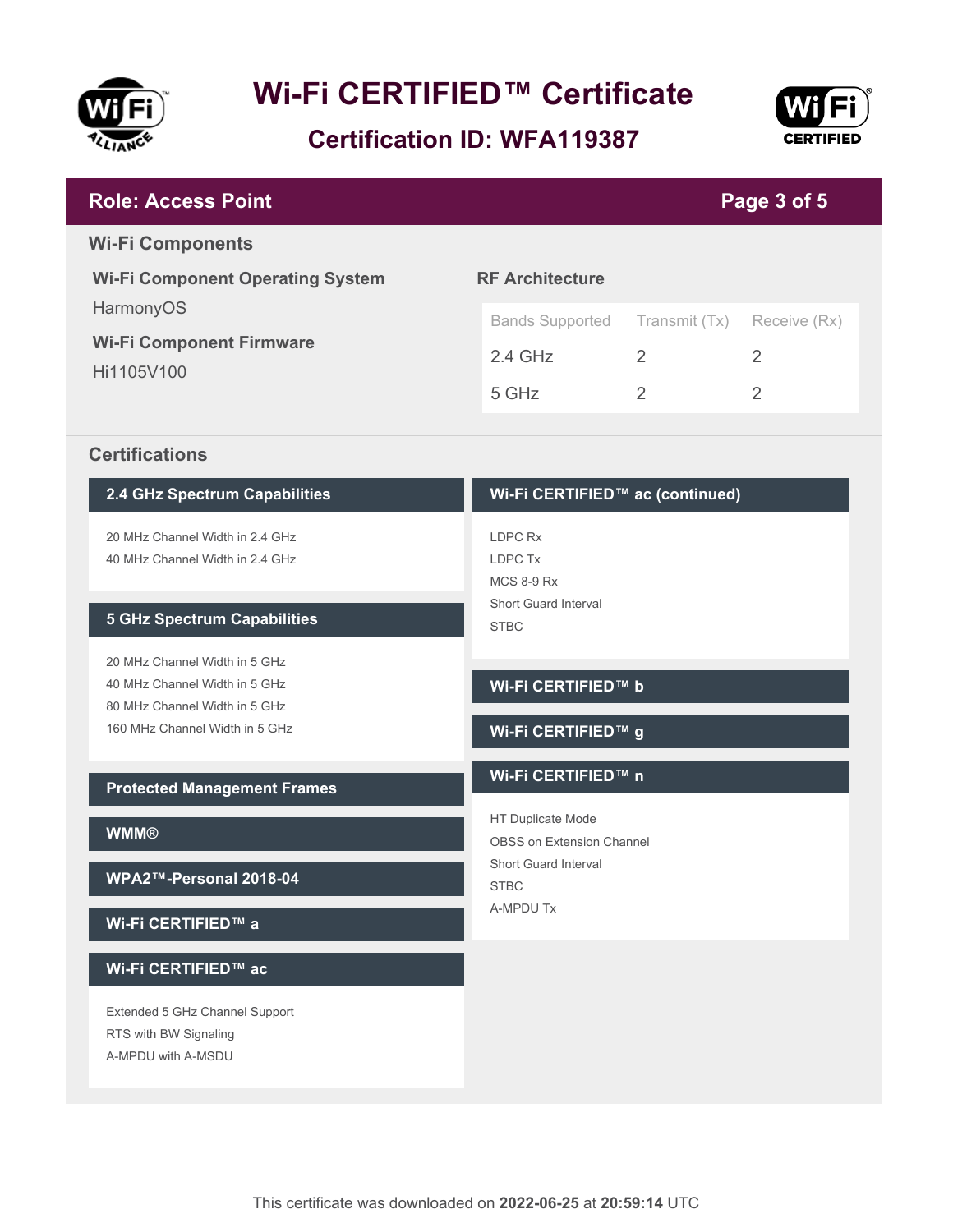# Wi-Fi CERTIFIED™ Certificate

## Certification ID: WFA119387

## Role: Access Point

### Wi-Fi Components

**Wi-Fi Component Operating System**

HarmonyOS

**Wi-Fi Component Firmware**

Hi1105V100

**RF Architecture**

| Bands Supported | Transmit (Tx) | Receive (Rx) |
|---|---|---|
| 2.4 GHz | 2 | 2 |
| 5 GHz | 2 | 2 |

### Certifications

**2.4 GHz Spectrum Capabilities**

- 20 MHz Channel Width in 2.4 GHz
- 40 MHz Channel Width in 2.4 GHz

**5 GHz Spectrum Capabilities**

- 20 MHz Channel Width in 5 GHz
- 40 MHz Channel Width in 5 GHz
- 80 MHz Channel Width in 5 GHz
- 160 MHz Channel Width in 5 GHz

**Protected Management Frames**

**WMM®**

**WPA2™-Personal 2018-04**

**Wi-Fi CERTIFIED™ a**

**Wi-Fi CERTIFIED™ ac**

- Extended 5 GHz Channel Support
- RTS with BW Signaling
- A-MPDU with A-MSDU

**Wi-Fi CERTIFIED™ ac (continued)**

- LDPC Rx
- LDPC Tx
- MCS 8-9 Rx
- Short Guard Interval
- STBC

**Wi-Fi CERTIFIED™ b**

**Wi-Fi CERTIFIED™ g**

**Wi-Fi CERTIFIED™ n**

- HT Duplicate Mode
- OBSS on Extension Channel
- Short Guard Interval
- STBC
- A-MPDU Tx

This certificate was downloaded on **2022-06-25** at **20:59:14** UTC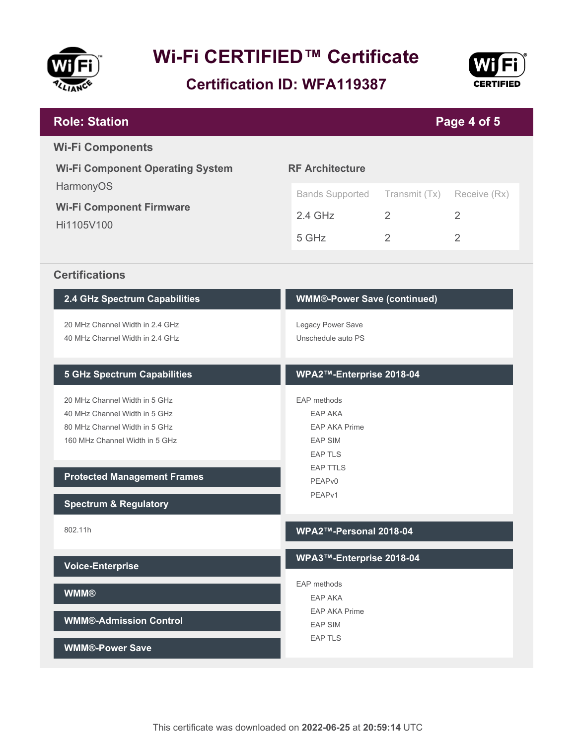# Wi-Fi CERTIFIED™ Certificate

## Certification ID: WFA119387

## Role: Station

### Wi-Fi Components

**Wi-Fi Component Operating System**

HarmonyOS

**Wi-Fi Component Firmware**

Hi1105V100

**RF Architecture**

| Bands Supported | Transmit (Tx) | Receive (Rx) |
|---|---|---|
| 2.4 GHz | 2 | 2 |
| 5 GHz | 2 | 2 |

### Certifications

**2.4 GHz Spectrum Capabilities**

- 20 MHz Channel Width in 2.4 GHz
- 40 MHz Channel Width in 2.4 GHz

**5 GHz Spectrum Capabilities**

- 20 MHz Channel Width in 5 GHz
- 40 MHz Channel Width in 5 GHz
- 80 MHz Channel Width in 5 GHz
- 160 MHz Channel Width in 5 GHz

**Protected Management Frames**

**Spectrum & Regulatory**

- 802.11h

**Voice-Enterprise**

**WMM®**

**WMM®-Admission Control**

**WMM®-Power Save**

**WMM®-Power Save (continued)**

- Legacy Power Save
- Unschedule auto PS

**WPA2™-Enterprise 2018-04**

- EAP methods
  - EAP AKA
  - EAP AKA Prime
  - EAP SIM
  - EAP TLS
  - EAP TTLS
  - PEAPv0
  - PEAPv1

**WPA2™-Personal 2018-04**

**WPA3™-Enterprise 2018-04**

- EAP methods
  - EAP AKA
  - EAP AKA Prime
  - EAP SIM
  - EAP TLS

This certificate was downloaded on **2022-06-25** at **20:59:14** UTC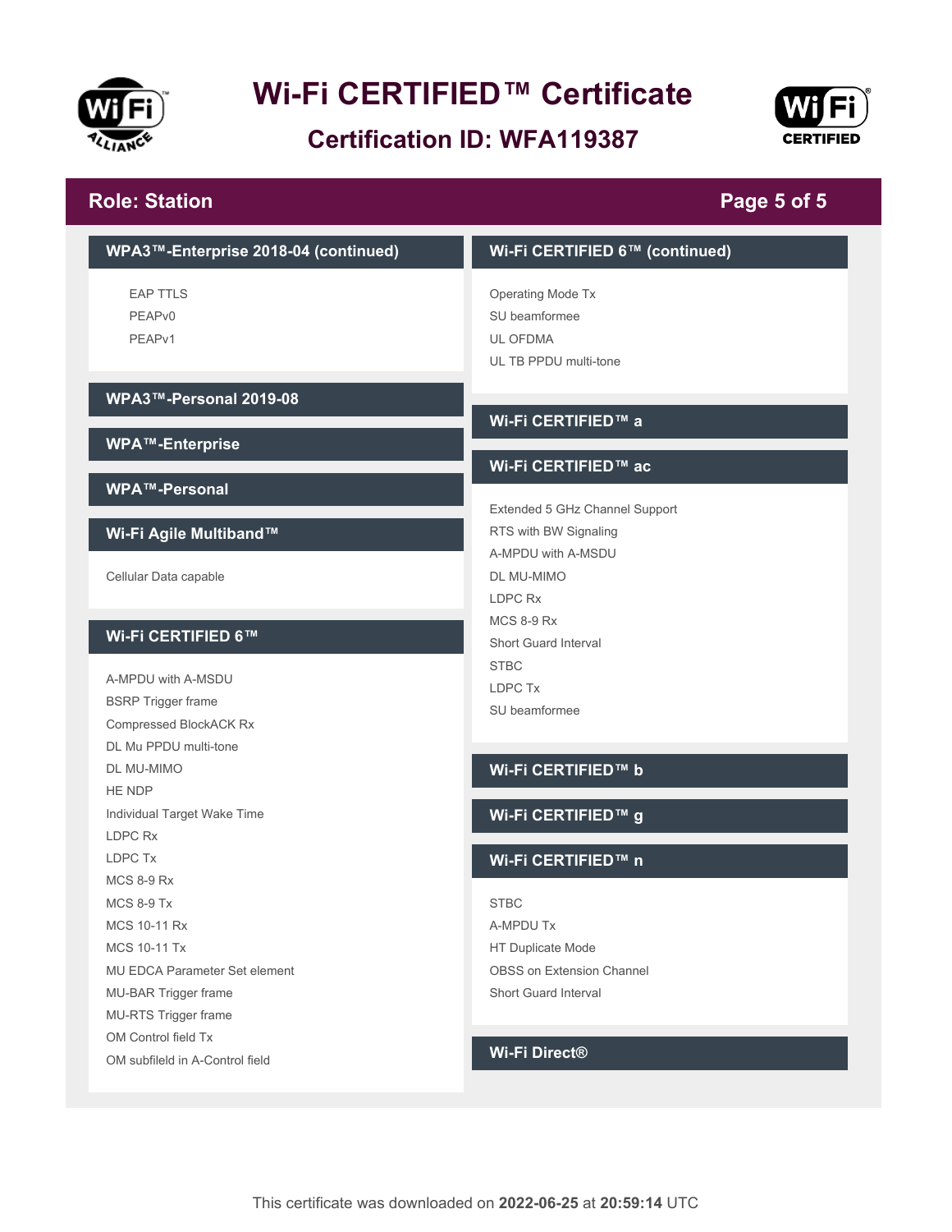# Wi-Fi CERTIFIED™ Certificate

## Certification ID: WFA119387

## Role: Station

### WPA3™-Enterprise 2018-04 (continued)

- EAP TTLS
- PEAPv0
- PEAPv1

### WPA3™-Personal 2019-08

### WPA™-Enterprise

### WPA™-Personal

### Wi-Fi Agile Multiband™

- Cellular Data capable

### Wi-Fi CERTIFIED 6™

- A-MPDU with A-MSDU
- BSRP Trigger frame
- Compressed BlockACK Rx
- DL Mu PPDU multi-tone
- DL MU-MIMO
- HE NDP
- Individual Target Wake Time
- LDPC Rx
- LDPC Tx
- MCS 8-9 Rx
- MCS 8-9 Tx
- MCS 10-11 Rx
- MCS 10-11 Tx
- MU EDCA Parameter Set element
- MU-BAR Trigger frame
- MU-RTS Trigger frame
- OM Control field Tx
- OM subfileld in A-Control field

### Wi-Fi CERTIFIED 6™ (continued)

- Operating Mode Tx
- SU beamformee
- UL OFDMA
- UL TB PPDU multi-tone

### Wi-Fi CERTIFIED™ a

### Wi-Fi CERTIFIED™ ac

- Extended 5 GHz Channel Support
- RTS with BW Signaling
- A-MPDU with A-MSDU
- DL MU-MIMO
- LDPC Rx
- MCS 8-9 Rx
- Short Guard Interval
- STBC
- LDPC Tx
- SU beamformee

### Wi-Fi CERTIFIED™ b

### Wi-Fi CERTIFIED™ g

### Wi-Fi CERTIFIED™ n

- STBC
- A-MPDU Tx
- HT Duplicate Mode
- OBSS on Extension Channel
- Short Guard Interval

### Wi-Fi Direct®

This certificate was downloaded on **2022-06-25** at **20:59:14** UTC